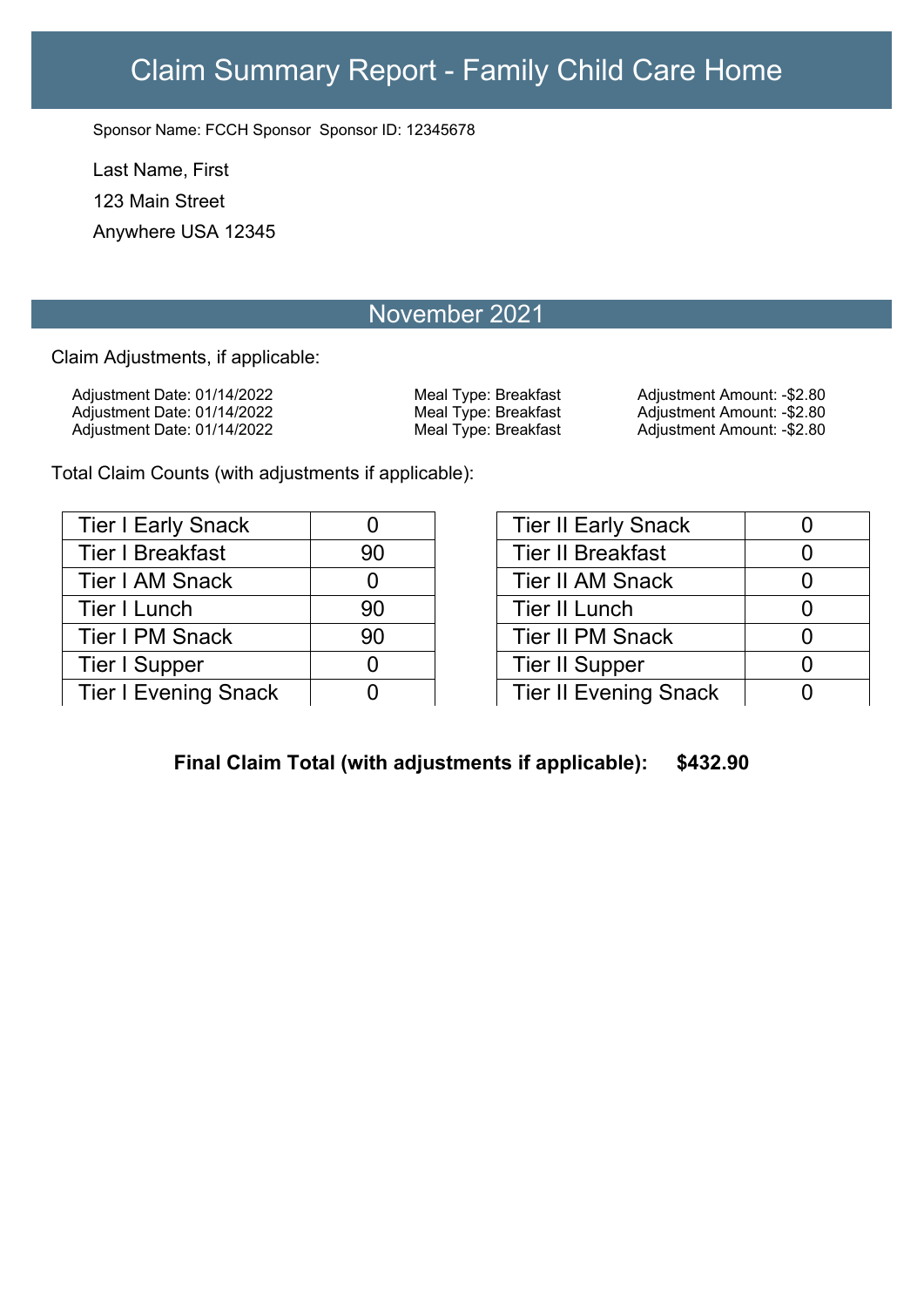# Claim Summary Report - Family Child Care Home

Sponsor Name: FCCH Sponsor  Sponsor ID: 12345678

Last Name, First

123 Main Street

Anywhere USA 12345

## November 2021

Claim Adjustments, if applicable:

| Adjustment Date | Meal Type | Adjustment Amount |
|---|---|---|
| Adjustment Date: 01/14/2022 | Meal Type: Breakfast | Adjustment Amount: -$2.80 |
| Adjustment Date: 01/14/2022 | Meal Type: Breakfast | Adjustment Amount: -$2.80 |
| Adjustment Date: 01/14/2022 | Meal Type: Breakfast | Adjustment Amount: -$2.80 |

Total Claim Counts (with adjustments if applicable):

| Meal | Count |
|---|---|
| Tier I Early Snack | 0 |
| Tier I Breakfast | 90 |
| Tier I AM Snack | 0 |
| Tier I Lunch | 90 |
| Tier I PM Snack | 90 |
| Tier I Supper | 0 |
| Tier I Evening Snack | 0 |

| Meal | Count |
|---|---|
| Tier II Early Snack | 0 |
| Tier II Breakfast | 0 |
| Tier II AM Snack | 0 |
| Tier II Lunch | 0 |
| Tier II PM Snack | 0 |
| Tier II Supper | 0 |
| Tier II Evening Snack | 0 |

**Final Claim Total (with adjustments if applicable): $432.90**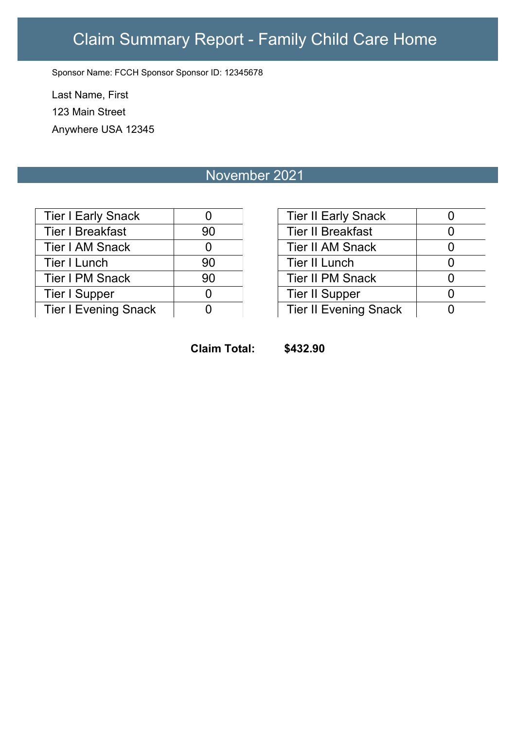# Claim Summary Report - Family Child Care Home

Sponsor Name: FCCH Sponsor Sponsor ID: 12345678

Last Name, First

123 Main Street

Anywhere USA 12345

## November 2021

| | |
|---|---|
| Tier I Early Snack | 0 |
| Tier I Breakfast | 90 |
| Tier I AM Snack | 0 |
| Tier I Lunch | 90 |
| Tier I PM Snack | 90 |
| Tier I Supper | 0 |
| Tier I Evening Snack | 0 |

| | |
|---|---|
| Tier II Early Snack | 0 |
| Tier II Breakfast | 0 |
| Tier II AM Snack | 0 |
| Tier II Lunch | 0 |
| Tier II PM Snack | 0 |
| Tier II Supper | 0 |
| Tier II Evening Snack | 0 |

**Claim Total:** **$432.90**